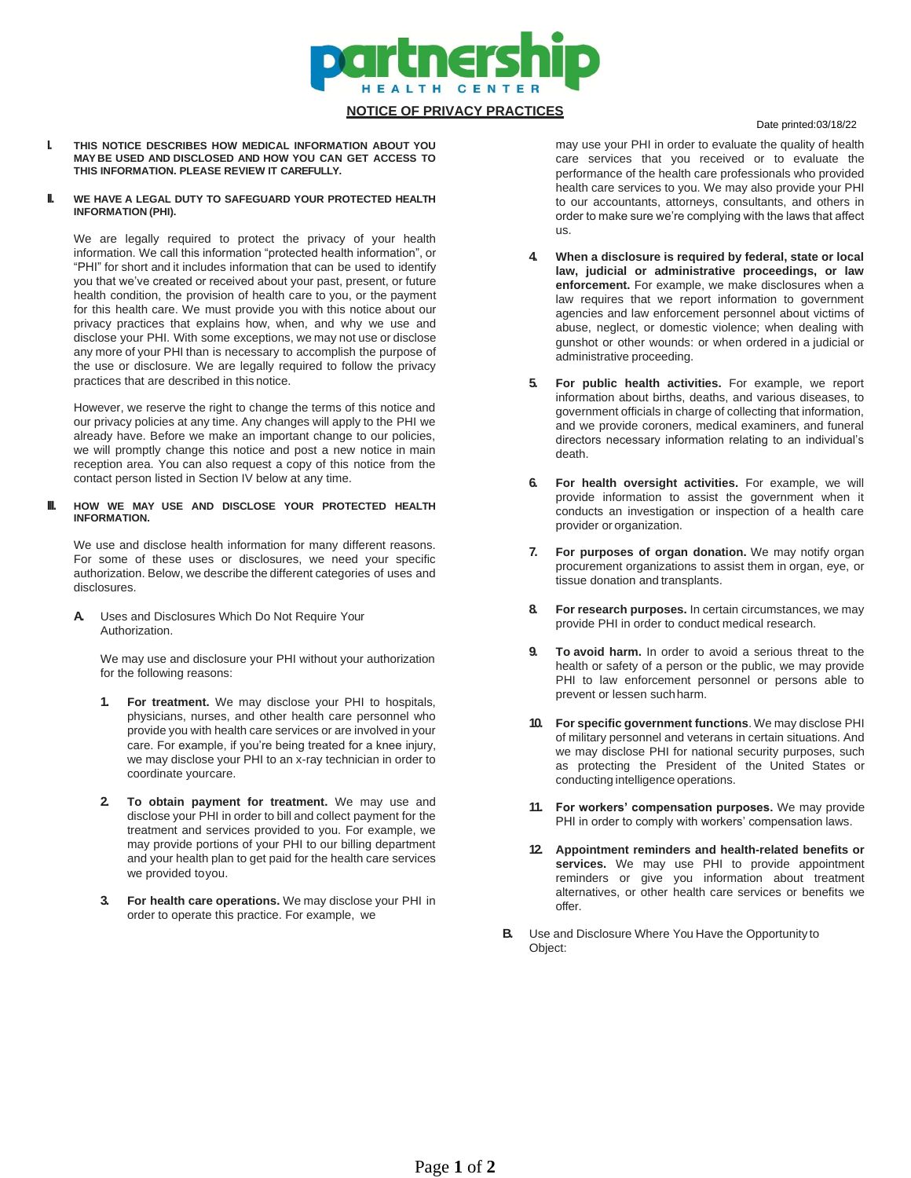# partnership HEALTH CENTER

## NOTICE OF PRIVACY PRACTICES

Date printed:03/18/22

**I. THIS NOTICE DESCRIBES HOW MEDICAL INFORMATION ABOUT YOU MAY BE USED AND DISCLOSED AND HOW YOU CAN GET ACCESS TO THIS INFORMATION. PLEASE REVIEW IT CAREFULLY.**

**II. WE HAVE A LEGAL DUTY TO SAFEGUARD YOUR PROTECTED HEALTH INFORMATION (PHI).**

We are legally required to protect the privacy of your health information. We call this information "protected health information", or "PHI" for short and it includes information that can be used to identify you that we've created or received about your past, present, or future health condition, the provision of health care to you, or the payment for this health care. We must provide you with this notice about our privacy practices that explains how, when, and why we use and disclose your PHI. With some exceptions, we may not use or disclose any more of your PHI than is necessary to accomplish the purpose of the use or disclosure. We are legally required to follow the privacy practices that are described in this notice.

However, we reserve the right to change the terms of this notice and our privacy policies at any time. Any changes will apply to the PHI we already have. Before we make an important change to our policies, we will promptly change this notice and post a new notice in main reception area. You can also request a copy of this notice from the contact person listed in Section IV below at any time.

**III. HOW WE MAY USE AND DISCLOSE YOUR PROTECTED HEALTH INFORMATION.**

We use and disclose health information for many different reasons. For some of these uses or disclosures, we need your specific authorization. Below, we describe the different categories of uses and disclosures.

**A.** Uses and Disclosures Which Do Not Require Your Authorization.

We may use and disclosure your PHI without your authorization for the following reasons:

1. **For treatment.** We may disclose your PHI to hospitals, physicians, nurses, and other health care personnel who provide you with health care services or are involved in your care. For example, if you're being treated for a knee injury, we may disclose your PHI to an x-ray technician in order to coordinate yourcare.

2. **To obtain payment for treatment.** We may use and disclose your PHI in order to bill and collect payment for the treatment and services provided to you. For example, we may provide portions of your PHI to our billing department and your health plan to get paid for the health care services we provided toyou.

3. **For health care operations.** We may disclose your PHI in order to operate this practice. For example, we may use your PHI in order to evaluate the quality of health care services that you received or to evaluate the performance of the health care professionals who provided health care services to you. We may also provide your PHI to our accountants, attorneys, consultants, and others in order to make sure we're complying with the laws that affect us.

4. **When a disclosure is required by federal, state or local law, judicial or administrative proceedings, or law enforcement.** For example, we make disclosures when a law requires that we report information to government agencies and law enforcement personnel about victims of abuse, neglect, or domestic violence; when dealing with gunshot or other wounds: or when ordered in a judicial or administrative proceeding.

5. **For public health activities.** For example, we report information about births, deaths, and various diseases, to government officials in charge of collecting that information, and we provide coroners, medical examiners, and funeral directors necessary information relating to an individual's death.

6. **For health oversight activities.** For example, we will provide information to assist the government when it conducts an investigation or inspection of a health care provider or organization.

7. **For purposes of organ donation.** We may notify organ procurement organizations to assist them in organ, eye, or tissue donation and transplants.

8. **For research purposes.** In certain circumstances, we may provide PHI in order to conduct medical research.

9. **To avoid harm.** In order to avoid a serious threat to the health or safety of a person or the public, we may provide PHI to law enforcement personnel or persons able to prevent or lessen suchharm.

10. **For specific government functions**. We may disclose PHI of military personnel and veterans in certain situations. And we may disclose PHI for national security purposes, such as protecting the President of the United States or conducting intelligence operations.

11. **For workers' compensation purposes.** We may provide PHI in order to comply with workers' compensation laws.

12. **Appointment reminders and health-related benefits or services.** We may use PHI to provide appointment reminders or give you information about treatment alternatives, or other health care services or benefits we offer.

**B.** Use and Disclosure Where You Have the Opportunity to Object: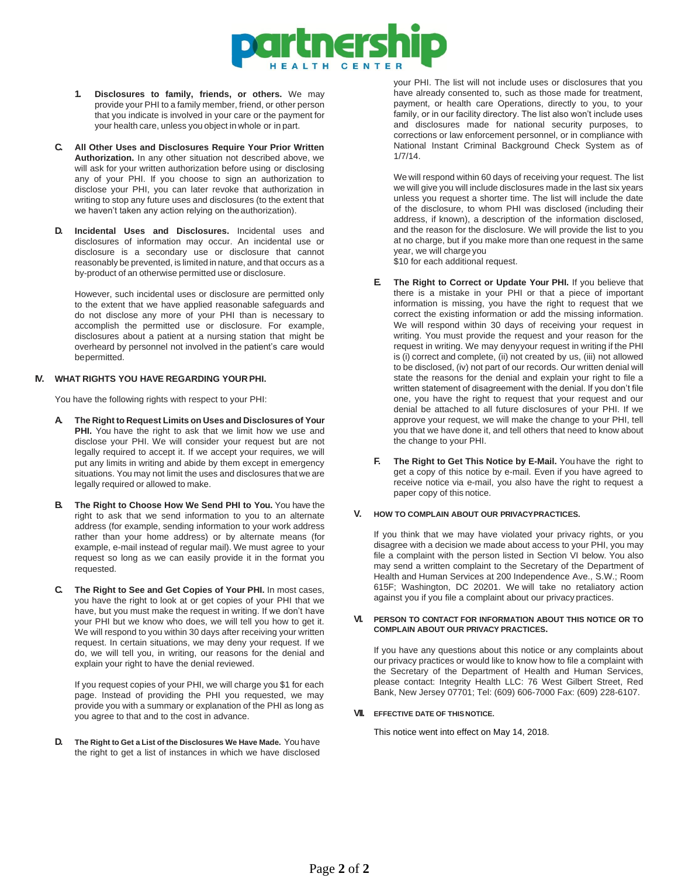1. **Disclosures to family, friends, or others.** We may provide your PHI to a family member, friend, or other person that you indicate is involved in your care or the payment for your health care, unless you object in whole or in part.

C. **All Other Uses and Disclosures Require Your Prior Written Authorization.** In any other situation not described above, we will ask for your written authorization before using or disclosing any of your PHI. If you choose to sign an authorization to disclose your PHI, you can later revoke that authorization in writing to stop any future uses and disclosures (to the extent that we haven't taken any action relying on the authorization).

D. **Incidental Uses and Disclosures.** Incidental uses and disclosures of information may occur. An incidental use or disclosure is a secondary use or disclosure that cannot reasonably be prevented, is limited in nature, and that occurs as a by-product of an otherwise permitted use or disclosure.

However, such incidental uses or disclosure are permitted only to the extent that we have applied reasonable safeguards and do not disclose any more of your PHI than is necessary to accomplish the permitted use or disclosure. For example, disclosures about a patient at a nursing station that might be overheard by personnel not involved in the patient's care would be permitted.

## IV. WHAT RIGHTS YOU HAVE REGARDING YOUR PHI.

You have the following rights with respect to your PHI:

A. **The Right to Request Limits on Uses and Disclosures of Your PHI.** You have the right to ask that we limit how we use and disclose your PHI. We will consider your request but are not legally required to accept it. If we accept your requires, we will put any limits in writing and abide by them except in emergency situations. You may not limit the uses and disclosures that we are legally required or allowed to make.

B. **The Right to Choose How We Send PHI to You.** You have the right to ask that we send information to you to an alternate address (for example, sending information to your work address rather than your home address) or by alternate means (for example, e-mail instead of regular mail). We must agree to your request so long as we can easily provide it in the format you requested.

C. **The Right to See and Get Copies of Your PHI.** In most cases, you have the right to look at or get copies of your PHI that we have, but you must make the request in writing. If we don't have your PHI but we know who does, we will tell you how to get it. We will respond to you within 30 days after receiving your written request. In certain situations, we may deny your request. If we do, we will tell you, in writing, our reasons for the denial and explain your right to have the denial reviewed.

If you request copies of your PHI, we will charge you $1 for each page. Instead of providing the PHI you requested, we may provide you with a summary or explanation of the PHI as long as you agree to that and to the cost in advance.

D. **The Right to Get a List of the Disclosures We Have Made.** You have the right to get a list of instances in which we have disclosed your PHI. The list will not include uses or disclosures that you have already consented to, such as those made for treatment, payment, or health care Operations, directly to you, to your family, or in our facility directory. The list also won't include uses and disclosures made for national security purposes, to corrections or law enforcement personnel, or in compliance with National Instant Criminal Background Check System as of 1/7/14.

We will respond within 60 days of receiving your request. The list we will give you will include disclosures made in the last six years unless you request a shorter time. The list will include the date of the disclosure, to whom PHI was disclosed (including their address, if known), a description of the information disclosed, and the reason for the disclosure. We will provide the list to you at no charge, but if you make more than one request in the same year, we will charge you
$10 for each additional request.

E. **The Right to Correct or Update Your PHI.** If you believe that there is a mistake in your PHI or that a piece of important information is missing, you have the right to request that we correct the existing information or add the missing information. We will respond within 30 days of receiving your request in writing. You must provide the request and your reason for the request in writing. We may deny your request in writing if the PHI is (i) correct and complete, (ii) not created by us, (iii) not allowed to be disclosed, (iv) not part of our records. Our written denial will state the reasons for the denial and explain your right to file a written statement of disagreement with the denial. If you don't file one, you have the right to request that your request and our denial be attached to all future disclosures of your PHI. If we approve your request, we will make the change to your PHI, tell you that we have done it, and tell others that need to know about the change to your PHI.

F. **The Right to Get This Notice by E-Mail.** You have the right to get a copy of this notice by e-mail. Even if you have agreed to receive notice via e-mail, you also have the right to request a paper copy of this notice.

## V. HOW TO COMPLAIN ABOUT OUR PRIVACY PRACTICES.

If you think that we may have violated your privacy rights, or you disagree with a decision we made about access to your PHI, you may file a complaint with the person listed in Section VI below. You also may send a written complaint to the Secretary of the Department of Health and Human Services at 200 Independence Ave., S.W.; Room 615F; Washington, DC 20201. We will take no retaliatory action against you if you file a complaint about our privacy practices.

## VI. PERSON TO CONTACT FOR INFORMATION ABOUT THIS NOTICE OR TO COMPLAIN ABOUT OUR PRIVACY PRACTICES.

If you have any questions about this notice or any complaints about our privacy practices or would like to know how to file a complaint with the Secretary of the Department of Health and Human Services, please contact: Integrity Health LLC: 76 West Gilbert Street, Red Bank, New Jersey 07701; Tel: (609) 606-7000 Fax: (609) 228-6107.

## VII. EFFECTIVE DATE OF THIS NOTICE.

This notice went into effect on May 14, 2018.